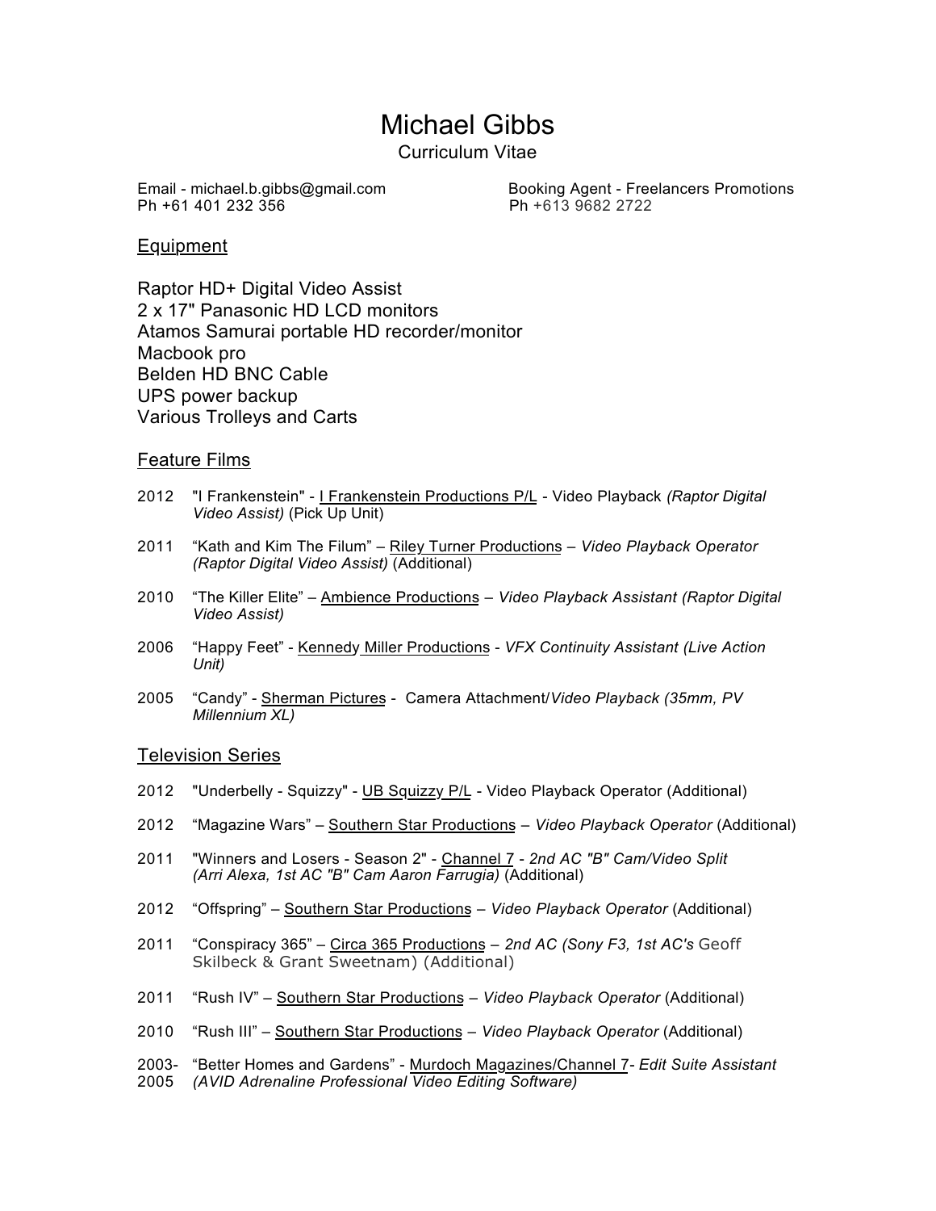# Michael Gibbs

Curriculum Vitae

Email - michael.b.gibbs@gmail.com
Ph +61 401 232 356

Booking Agent - Freelancers Promotions
Ph +613 9682 2722

## Equipment

Raptor HD+ Digital Video Assist
2 x 17" Panasonic HD LCD monitors
Atamos Samurai portable HD recorder/monitor
Macbook pro
Belden HD BNC Cable
UPS power backup
Various Trolleys and Carts

## Feature Films

2012 "I Frankenstein" - I Frankenstein Productions P/L - Video Playback *(Raptor Digital Video Assist)* (Pick Up Unit)

2011 "Kath and Kim The Filum" – Riley Turner Productions – *Video Playback Operator (Raptor Digital Video Assist)* (Additional)

2010 "The Killer Elite" – Ambience Productions – *Video Playback Assistant (Raptor Digital Video Assist)*

2006 "Happy Feet" - Kennedy Miller Productions - *VFX Continuity Assistant (Live Action Unit)*

2005 "Candy" - Sherman Pictures - Camera Attachment/*Video Playback (35mm, PV Millennium XL)*

## Television Series

2012 "Underbelly - Squizzy" - UB Squizzy P/L - Video Playback Operator (Additional)

2012 "Magazine Wars" – Southern Star Productions – *Video Playback Operator* (Additional)

2011 "Winners and Losers - Season 2" - Channel 7 - *2nd AC "B" Cam/Video Split (Arri Alexa, 1st AC "B" Cam Aaron Farrugia)* (Additional)

2012 "Offspring" – Southern Star Productions – *Video Playback Operator* (Additional)

2011 "Conspiracy 365" – Circa 365 Productions – *2nd AC (Sony F3, 1st AC's* Geoff Skilbeck & Grant Sweetnam) (Additional)

2011 "Rush IV" – Southern Star Productions – *Video Playback Operator* (Additional)

2010 "Rush III" – Southern Star Productions – *Video Playback Operator* (Additional)

2003-2005 "Better Homes and Gardens" - Murdoch Magazines/Channel 7- *Edit Suite Assistant (AVID Adrenaline Professional Video Editing Software)*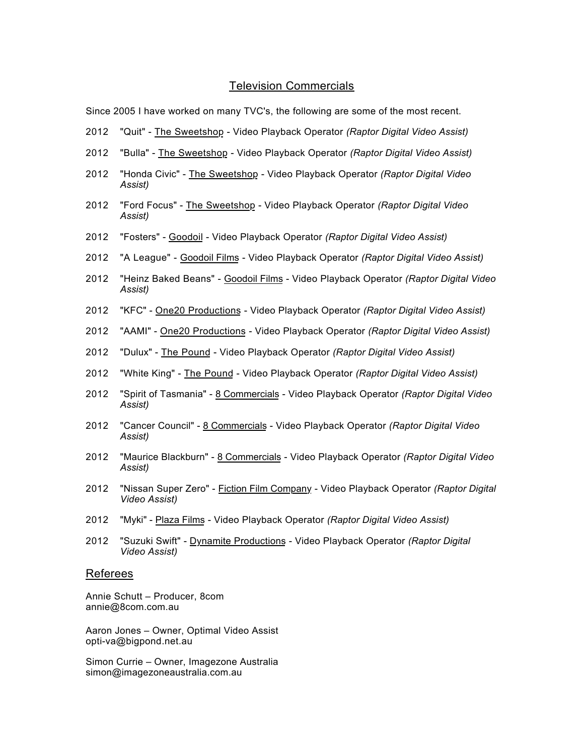## Television Commercials

Since 2005 I have worked on many TVC's, the following are some of the most recent.

2012 "Quit" - The Sweetshop - Video Playback Operator *(Raptor Digital Video Assist)*

2012 "Bulla" - The Sweetshop - Video Playback Operator *(Raptor Digital Video Assist)*

2012 "Honda Civic" - The Sweetshop - Video Playback Operator *(Raptor Digital Video Assist)*

2012 "Ford Focus" - The Sweetshop - Video Playback Operator *(Raptor Digital Video Assist)*

2012 "Fosters" - Goodoil - Video Playback Operator *(Raptor Digital Video Assist)*

2012 "A League" - Goodoil Films - Video Playback Operator *(Raptor Digital Video Assist)*

2012 "Heinz Baked Beans" - Goodoil Films - Video Playback Operator *(Raptor Digital Video Assist)*

2012 "KFC" - One20 Productions - Video Playback Operator *(Raptor Digital Video Assist)*

2012 "AAMI" - One20 Productions - Video Playback Operator *(Raptor Digital Video Assist)*

2012 "Dulux" - The Pound - Video Playback Operator *(Raptor Digital Video Assist)*

2012 "White King" - The Pound - Video Playback Operator *(Raptor Digital Video Assist)*

2012 "Spirit of Tasmania" - 8 Commercials - Video Playback Operator *(Raptor Digital Video Assist)*

2012 "Cancer Council" - 8 Commercials - Video Playback Operator *(Raptor Digital Video Assist)*

2012 "Maurice Blackburn" - 8 Commercials - Video Playback Operator *(Raptor Digital Video Assist)*

2012 "Nissan Super Zero" - Fiction Film Company - Video Playback Operator *(Raptor Digital Video Assist)*

2012 "Myki" - Plaza Films - Video Playback Operator *(Raptor Digital Video Assist)*

2012 "Suzuki Swift" - Dynamite Productions - Video Playback Operator *(Raptor Digital Video Assist)*

## Referees

Annie Schutt – Producer, 8com
annie@8com.com.au

Aaron Jones – Owner, Optimal Video Assist
opti-va@bigpond.net.au

Simon Currie – Owner, Imagezone Australia
simon@imagezoneaustralia.com.au